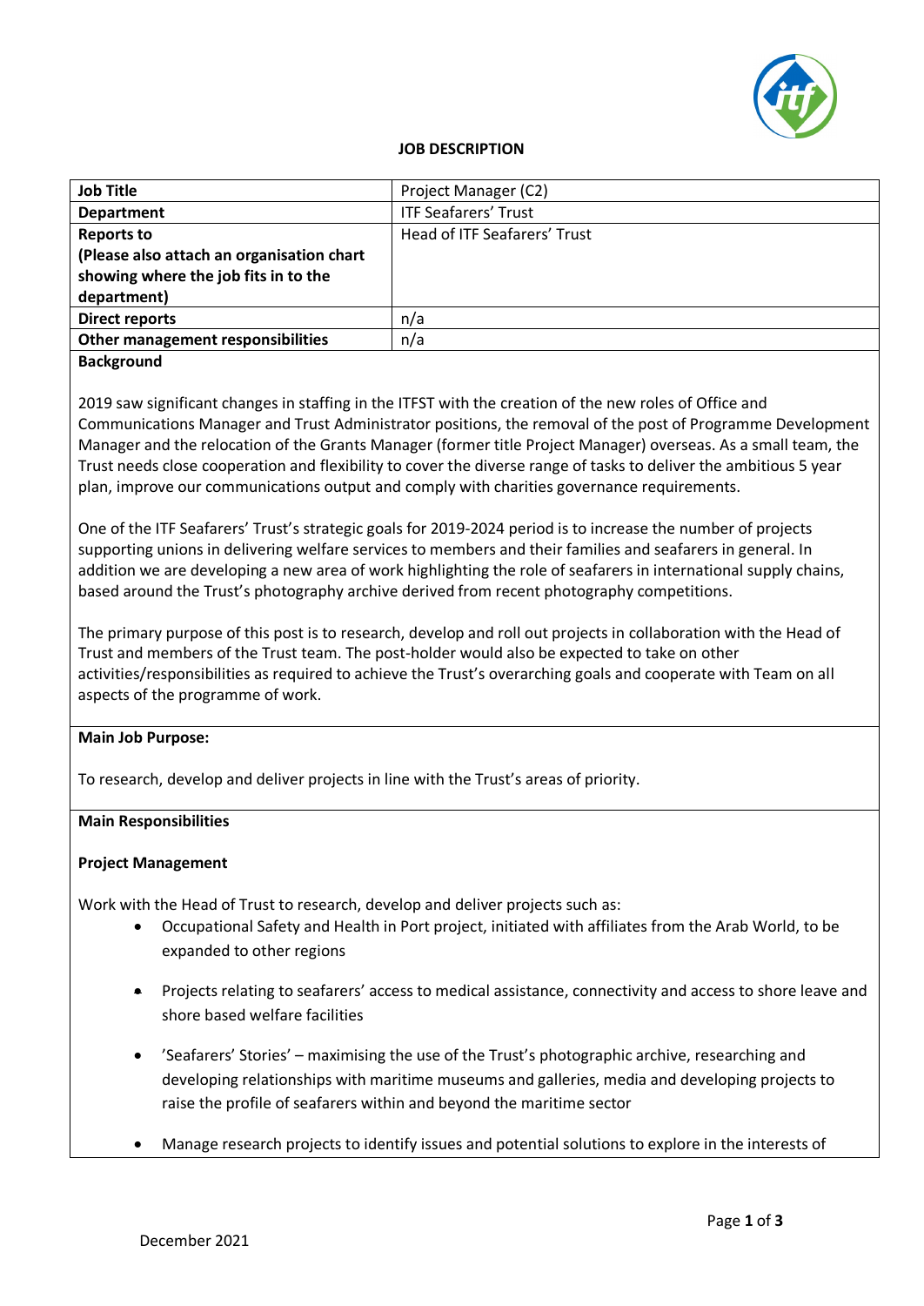**JOB DESCRIPTION**

| **Job Title** | Project Manager (C2) |
|---|---|
| **Department** | ITF Seafarers' Trust |
| **Reports to (Please also attach an organisation chart showing where the job fits in to the department)** | Head of ITF Seafarers' Trust |
| **Direct reports** | n/a |
| **Other management responsibilities** | n/a |

**Background**

2019 saw significant changes in staffing in the ITFST with the creation of the new roles of Office and Communications Manager and Trust Administrator positions, the removal of the post of Programme Development Manager and the relocation of the Grants Manager (former title Project Manager) overseas. As a small team, the Trust needs close cooperation and flexibility to cover the diverse range of tasks to deliver the ambitious 5 year plan, improve our communications output and comply with charities governance requirements.

One of the ITF Seafarers' Trust's strategic goals for 2019-2024 period is to increase the number of projects supporting unions in delivering welfare services to members and their families and seafarers in general. In addition we are developing a new area of work highlighting the role of seafarers in international supply chains, based around the Trust's photography archive derived from recent photography competitions.

The primary purpose of this post is to research, develop and roll out projects in collaboration with the Head of Trust and members of the Trust team. The post-holder would also be expected to take on other activities/responsibilities as required to achieve the Trust's overarching goals and cooperate with Team on all aspects of the programme of work.

**Main Job Purpose:**

To research, develop and deliver projects in line with the Trust's areas of priority.

**Main Responsibilities**

**Project Management**

Work with the Head of Trust to research, develop and deliver projects such as:

- Occupational Safety and Health in Port project, initiated with affiliates from the Arab World, to be expanded to other regions
- Projects relating to seafarers' access to medical assistance, connectivity and access to shore leave and shore based welfare facilities
- 'Seafarers' Stories' – maximising the use of the Trust's photographic archive, researching and developing relationships with maritime museums and galleries, media and developing projects to raise the profile of seafarers within and beyond the maritime sector
- Manage research projects to identify issues and potential solutions to explore in the interests of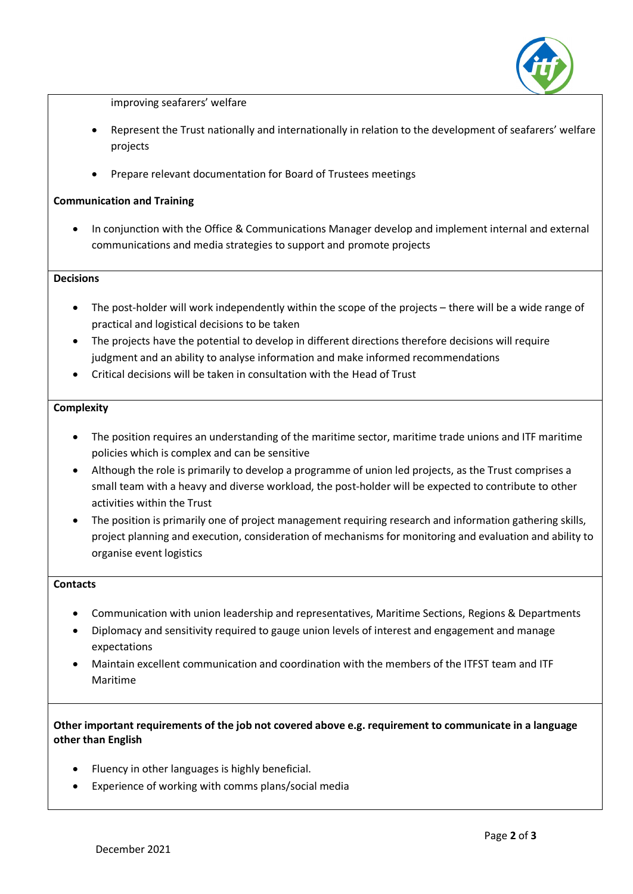improving seafarers' welfare

- Represent the Trust nationally and internationally in relation to the development of seafarers' welfare projects
- Prepare relevant documentation for Board of Trustees meetings

**Communication and Training**

- In conjunction with the Office & Communications Manager develop and implement internal and external communications and media strategies to support and promote projects

**Decisions**

- The post-holder will work independently within the scope of the projects – there will be a wide range of practical and logistical decisions to be taken
- The projects have the potential to develop in different directions therefore decisions will require judgment and an ability to analyse information and make informed recommendations
- Critical decisions will be taken in consultation with the Head of Trust

**Complexity**

- The position requires an understanding of the maritime sector, maritime trade unions and ITF maritime policies which is complex and can be sensitive
- Although the role is primarily to develop a programme of union led projects, as the Trust comprises a small team with a heavy and diverse workload, the post-holder will be expected to contribute to other activities within the Trust
- The position is primarily one of project management requiring research and information gathering skills, project planning and execution, consideration of mechanisms for monitoring and evaluation and ability to organise event logistics

**Contacts**

- Communication with union leadership and representatives, Maritime Sections, Regions & Departments
- Diplomacy and sensitivity required to gauge union levels of interest and engagement and manage expectations
- Maintain excellent communication and coordination with the members of the ITFST team and ITF Maritime

**Other important requirements of the job not covered above e.g. requirement to communicate in a language other than English**

- Fluency in other languages is highly beneficial.
- Experience of working with comms plans/social media

December 2021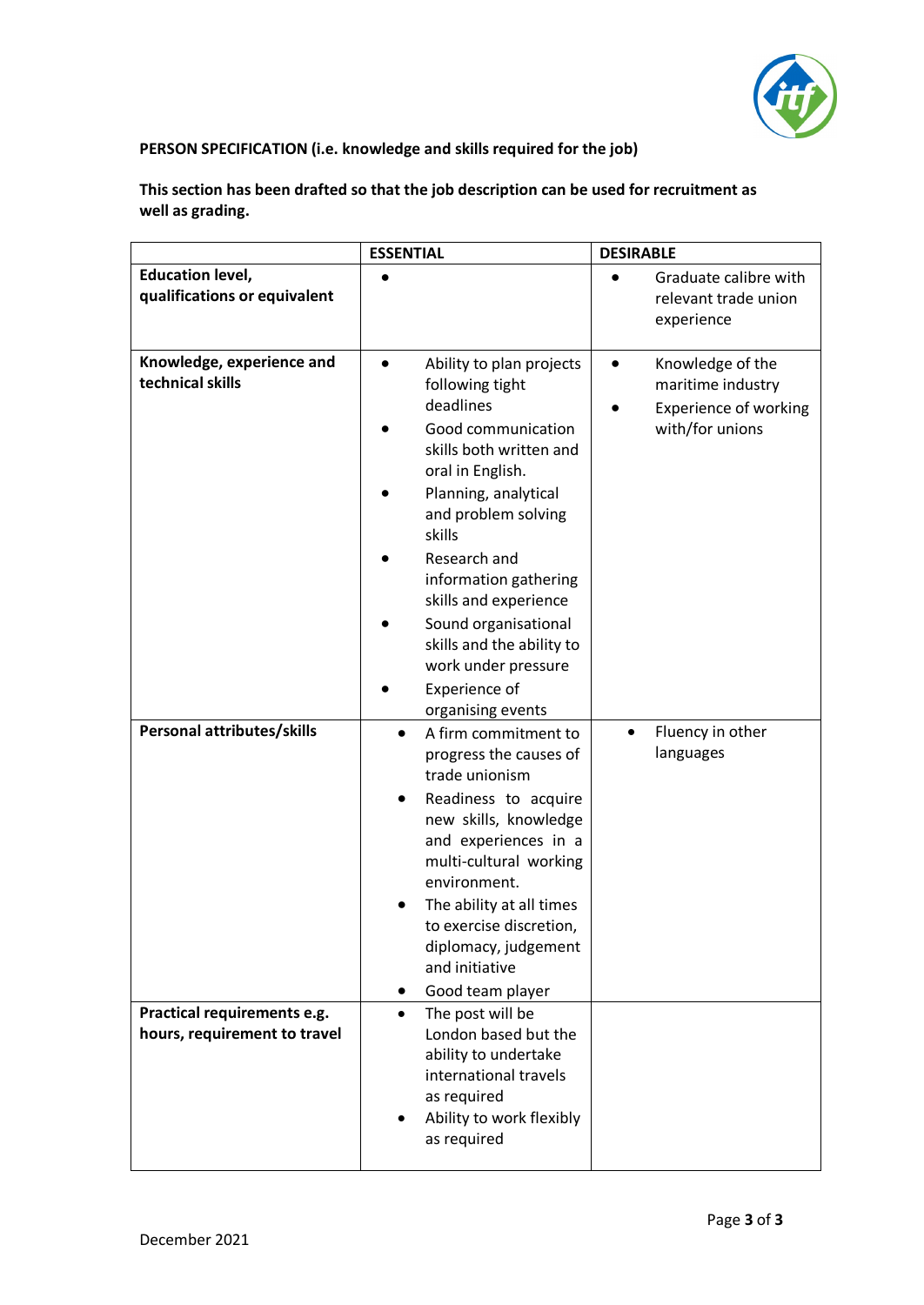**PERSON SPECIFICATION (i.e. knowledge and skills required for the job)**

**This section has been drafted so that the job description can be used for recruitment as well as grading.**

| | ESSENTIAL | DESIRABLE |
|---|---|---|
| **Education level, qualifications or equivalent** | • | • Graduate calibre with relevant trade union experience |
| **Knowledge, experience and technical skills** | • Ability to plan projects following tight deadlines<br>• Good communication skills both written and oral in English.<br>• Planning, analytical and problem solving skills<br>• Research and information gathering skills and experience<br>• Sound organisational skills and the ability to work under pressure<br>• Experience of organising events | • Knowledge of the maritime industry<br>• Experience of working with/for unions |
| **Personal attributes/skills** | • A firm commitment to progress the causes of trade unionism<br>• Readiness to acquire new skills, knowledge and experiences in a multi-cultural working environment.<br>• The ability at all times to exercise discretion, diplomacy, judgement and initiative<br>• Good team player | • Fluency in other languages |
| **Practical requirements e.g. hours, requirement to travel** | • The post will be London based but the ability to undertake international travels as required<br>• Ability to work flexibly as required | |

December 2021